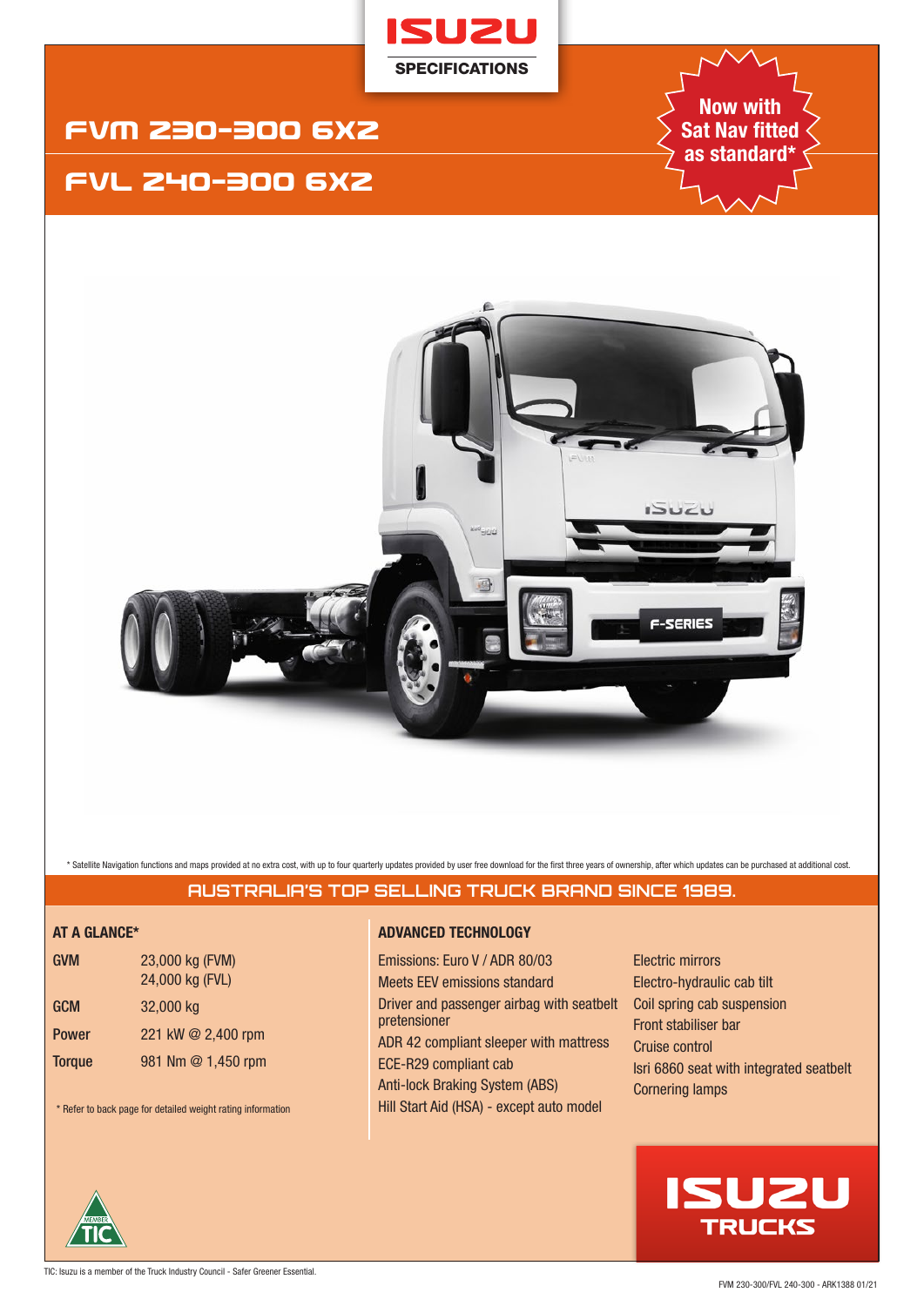ISUZU

SPECIFICATIONS

# FVM 230-300 6X2

# FVL 240-300 6X2

**Now with Sat Nav fitted as standard***

* Satellite Navigation functions and maps provided at no extra cost, with up to four quarterly updates provided by user free download for the first three years of ownership, after which updates can be purchased at additional cost.

## AUSTRALIA'S TOP SELLING TRUCK BRAND SINCE 1989.

### AT A GLANCE*

| | |
|---|---|
| **GVM** | 23,000 kg (FVM)<br>24,000 kg (FVL) |
| **GCM** | 32,000 kg |
| **Power** | 221 kW @ 2,400 rpm |
| **Torque** | 981 Nm @ 1,450 rpm |

* Refer to back page for detailed weight rating information

### ADVANCED TECHNOLOGY

- Emissions: Euro V / ADR 80/03
- Meets EEV emissions standard
- Driver and passenger airbag with seatbelt pretensioner
- ADR 42 compliant sleeper with mattress
- ECE-R29 compliant cab
- Anti-lock Braking System (ABS)
- Hill Start Aid (HSA) - except auto model
- Electric mirrors
- Electro-hydraulic cab tilt
- Coil spring cab suspension
- Front stabiliser bar
- Cruise control
- Isri 6860 seat with integrated seatbelt
- Cornering lamps

ISUZU TRUCKS

TIC: Isuzu is a member of the Truck Industry Council - Safer Greener Essential.

FVM 230-300/FVL 240-300 - ARK1388 01/21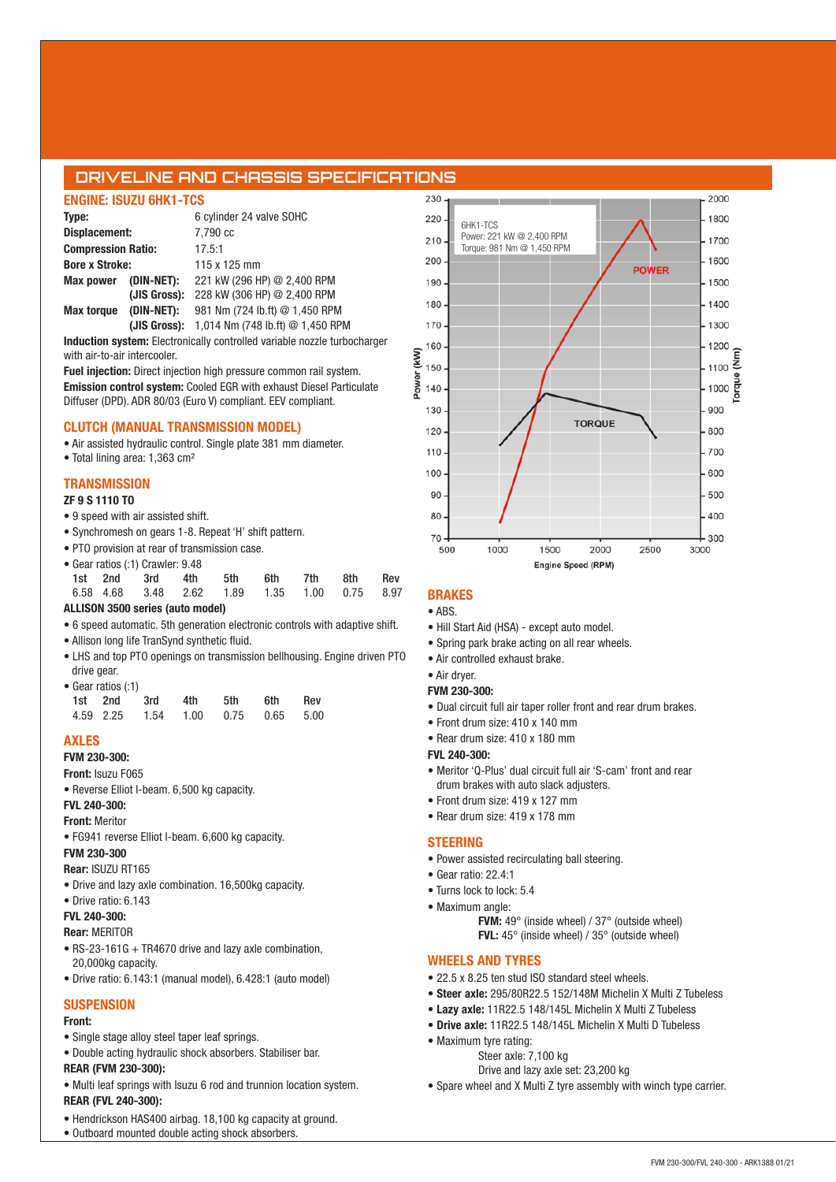# DRIVELINE AND CHASSIS SPECIFICATIONS

## ENGINE: ISUZU 6HK1-TCS

**Type:** 6 cylinder 24 valve SOHC

**Displacement:** 7,790 cc

**Compression Ratio:** 17.5:1

**Bore x Stroke:** 115 x 125 mm

**Max power (DIN-NET):** 221 kW (296 HP) @ 2,400 RPM
**(JIS Gross):** 228 kW (306 HP) @ 2,400 RPM

**Max torque (DIN-NET):** 981 Nm (724 lb.ft) @ 1,450 RPM
**(JIS Gross):** 1,014 Nm (748 lb.ft) @ 1,450 RPM

**Induction system:** Electronically controlled variable nozzle turbocharger with air-to-air intercooler.

**Fuel injection:** Direct injection high pressure common rail system.

**Emission control system:** Cooled EGR with exhaust Diesel Particulate Diffuser (DPD). ADR 80/03 (Euro V) compliant. EEV compliant.

6HK1-TCS
Power: 221 kW @ 2,400 RPM
Torque: 981 Nm @ 1,450 RPM

## CLUTCH (MANUAL TRANSMISSION MODEL)

- Air assisted hydraulic control. Single plate 381 mm diameter.
- Total lining area: 1,363 cm²

## TRANSMISSION

### ZF 9 S 1110 TO

- 9 speed with air assisted shift.
- Synchromesh on gears 1-8. Repeat 'H' shift pattern.
- PTO provision at rear of transmission case.
- Gear ratios (:1) Crawler: 9.48

| 1st | 2nd | 3rd | 4th | 5th | 6th | 7th | 8th | Rev |
|---|---|---|---|---|---|---|---|---|
| 6.58 | 4.68 | 3.48 | 2.62 | 1.89 | 1.35 | 1.00 | 0.75 | 8.97 |

### ALLISON 3500 series (auto model)

- 6 speed automatic. 5th generation electronic controls with adaptive shift.
- Allison long life TranSynd synthetic fluid.
- LHS and top PTO openings on transmission bellhousing. Engine driven PTO drive gear.
- Gear ratios (:1)

| 1st | 2nd | 3rd | 4th | 5th | 6th | Rev |
|---|---|---|---|---|---|---|
| 4.59 | 2.25 | 1.54 | 1.00 | 0.75 | 0.65 | 5.00 |

## AXLES

**FVM 230-300:**

**Front:** Isuzu F065

- Reverse Elliot I-beam. 6,500 kg capacity.

**FVL 240-300:**

**Front:** Meritor

- FG941 reverse Elliot I-beam. 6,600 kg capacity.

**FVM 230-300**

**Rear:** ISUZU RT165

- Drive and lazy axle combination. 16,500kg capacity.
- Drive ratio: 6.143

**FVL 240-300:**

**Rear:** MERITOR

- RS-23-161G + TR4670 drive and lazy axle combination, 20,000kg capacity.
- Drive ratio: 6.143:1 (manual model), 6.428:1 (auto model)

## SUSPENSION

**Front:**

- Single stage alloy steel taper leaf springs.
- Double acting hydraulic shock absorbers. Stabiliser bar.

**REAR (FVM 230-300):**

- Multi leaf springs with Isuzu 6 rod and trunnion location system.

**REAR (FVL 240-300):**

- Hendrickson HAS400 airbag. 18,100 kg capacity at ground.
- Outboard mounted double acting shock absorbers.

## BRAKES

- ABS.
- Hill Start Aid (HSA) - except auto model.
- Spring park brake acting on all rear wheels.
- Air controlled exhaust brake.
- Air dryer.

**FVM 230-300:**

- Dual circuit full air taper roller front and rear drum brakes.
- Front drum size: 410 x 140 mm
- Rear drum size: 410 x 180 mm

**FVL 240-300:**

- Meritor 'Q-Plus' dual circuit full air 'S-cam' front and rear drum brakes with auto slack adjusters.
- Front drum size: 419 x 127 mm
- Rear drum size: 419 x 178 mm

## STEERING

- Power assisted recirculating ball steering.
- Gear ratio: 22.4:1
- Turns lock to lock: 5.4
- Maximum angle:
  - **FVM:** 49° (inside wheel) / 37° (outside wheel)
  - **FVL:** 45° (inside wheel) / 35° (outside wheel)

## WHEELS AND TYRES

- 22.5 x 8.25 ten stud ISO standard steel wheels.
- **Steer axle:** 295/80R22.5 152/148M Michelin X Multi Z Tubeless
- **Lazy axle:** 11R22.5 148/145L Michelin X Multi Z Tubeless
- **Drive axle:** 11R22.5 148/145L Michelin X Multi D Tubeless
- Maximum tyre rating:
  - Steer axle: 7,100 kg
  - Drive and lazy axle set: 23,200 kg
- Spare wheel and X Multi Z tyre assembly with winch type carrier.

FVM 230-300/FVL 240-300 - ARK1388 01/21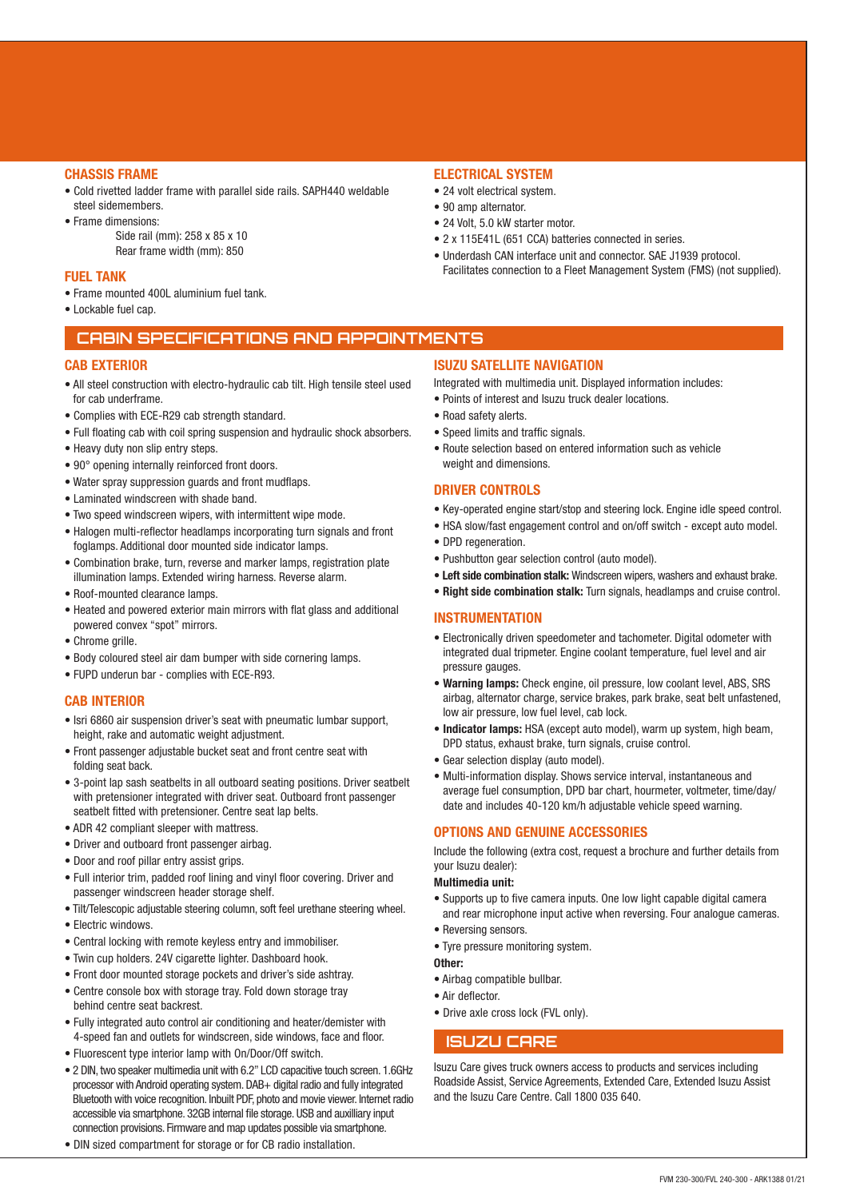### CHASSIS FRAME

- Cold rivetted ladder frame with parallel side rails. SAPH440 weldable steel sidemembers.
- Frame dimensions:
  - Side rail (mm): 258 x 85 x 10
  - Rear frame width (mm): 850

### FUEL TANK

- Frame mounted 400L aluminium fuel tank.
- Lockable fuel cap.

### ELECTRICAL SYSTEM

- 24 volt electrical system.
- 90 amp alternator.
- 24 Volt, 5.0 kW starter motor.
- 2 x 115E41L (651 CCA) batteries connected in series.
- Underdash CAN interface unit and connector. SAE J1939 protocol. Facilitates connection to a Fleet Management System (FMS) (not supplied).

## CABIN SPECIFICATIONS AND APPOINTMENTS

### CAB EXTERIOR

- All steel construction with electro-hydraulic cab tilt. High tensile steel used for cab underframe.
- Complies with ECE-R29 cab strength standard.
- Full floating cab with coil spring suspension and hydraulic shock absorbers.
- Heavy duty non slip entry steps.
- 90° opening internally reinforced front doors.
- Water spray suppression guards and front mudflaps.
- Laminated windscreen with shade band.
- Two speed windscreen wipers, with intermittent wipe mode.
- Halogen multi-reflector headlamps incorporating turn signals and front foglamps. Additional door mounted side indicator lamps.
- Combination brake, turn, reverse and marker lamps, registration plate illumination lamps. Extended wiring harness. Reverse alarm.
- Roof-mounted clearance lamps.
- Heated and powered exterior main mirrors with flat glass and additional powered convex "spot" mirrors.
- Chrome grille.
- Body coloured steel air dam bumper with side cornering lamps.
- FUPD underun bar - complies with ECE-R93.

### CAB INTERIOR

- Isri 6860 air suspension driver's seat with pneumatic lumbar support, height, rake and automatic weight adjustment.
- Front passenger adjustable bucket seat and front centre seat with folding seat back.
- 3-point lap sash seatbelts in all outboard seating positions. Driver seatbelt with pretensioner integrated with driver seat. Outboard front passenger seatbelt fitted with pretensioner. Centre seat lap belts.
- ADR 42 compliant sleeper with mattress.
- Driver and outboard front passenger airbag.
- Door and roof pillar entry assist grips.
- Full interior trim, padded roof lining and vinyl floor covering. Driver and passenger windscreen header storage shelf.
- Tilt/Telescopic adjustable steering column, soft feel urethane steering wheel.
- Electric windows.
- Central locking with remote keyless entry and immobiliser.
- Twin cup holders. 24V cigarette lighter. Dashboard hook.
- Front door mounted storage pockets and driver's side ashtray.
- Centre console box with storage tray. Fold down storage tray behind centre seat backrest.
- Fully integrated auto control air conditioning and heater/demister with 4-speed fan and outlets for windscreen, side windows, face and floor.
- Fluorescent type interior lamp with On/Door/Off switch.
- 2 DIN, two speaker multimedia unit with 6.2" LCD capacitive touch screen. 1.6GHz processor with Android operating system. DAB+ digital radio and fully integrated Bluetooth with voice recognition. Inbuilt PDF, photo and movie viewer. Internet radio accessible via smartphone. 32GB internal file storage. USB and auxilliary input connection provisions. Firmware and map updates possible via smartphone.
- DIN sized compartment for storage or for CB radio installation.

### ISUZU SATELLITE NAVIGATION

Integrated with multimedia unit. Displayed information includes:

- Points of interest and Isuzu truck dealer locations.
- Road safety alerts.
- Speed limits and traffic signals.
- Route selection based on entered information such as vehicle weight and dimensions.

### DRIVER CONTROLS

- Key-operated engine start/stop and steering lock. Engine idle speed control.
- HSA slow/fast engagement control and on/off switch - except auto model.
- DPD regeneration.
- Pushbutton gear selection control (auto model).
- **Left side combination stalk:** Windscreen wipers, washers and exhaust brake.
- **Right side combination stalk:** Turn signals, headlamps and cruise control.

### INSTRUMENTATION

- Electronically driven speedometer and tachometer. Digital odometer with integrated dual tripmeter. Engine coolant temperature, fuel level and air pressure gauges.
- **Warning lamps:** Check engine, oil pressure, low coolant level, ABS, SRS airbag, alternator charge, service brakes, park brake, seat belt unfastened, low air pressure, low fuel level, cab lock.
- **Indicator lamps:** HSA (except auto model), warm up system, high beam, DPD status, exhaust brake, turn signals, cruise control.
- Gear selection display (auto model).
- Multi-information display. Shows service interval, instantaneous and average fuel consumption, DPD bar chart, hourmeter, voltmeter, time/day/date and includes 40-120 km/h adjustable vehicle speed warning.

### OPTIONS AND GENUINE ACCESSORIES

Include the following (extra cost, request a brochure and further details from your Isuzu dealer):

**Multimedia unit:**

- Supports up to five camera inputs. One low light capable digital camera and rear microphone input active when reversing. Four analogue cameras.
- Reversing sensors.
- Tyre pressure monitoring system.

**Other:**

- Airbag compatible bullbar.
- Air deflector.
- Drive axle cross lock (FVL only).

## ISUZU CARE

Isuzu Care gives truck owners access to products and services including Roadside Assist, Service Agreements, Extended Care, Extended Isuzu Assist and the Isuzu Care Centre. Call 1800 035 640.

FVM 230-300/FVL 240-300 - ARK1388 01/21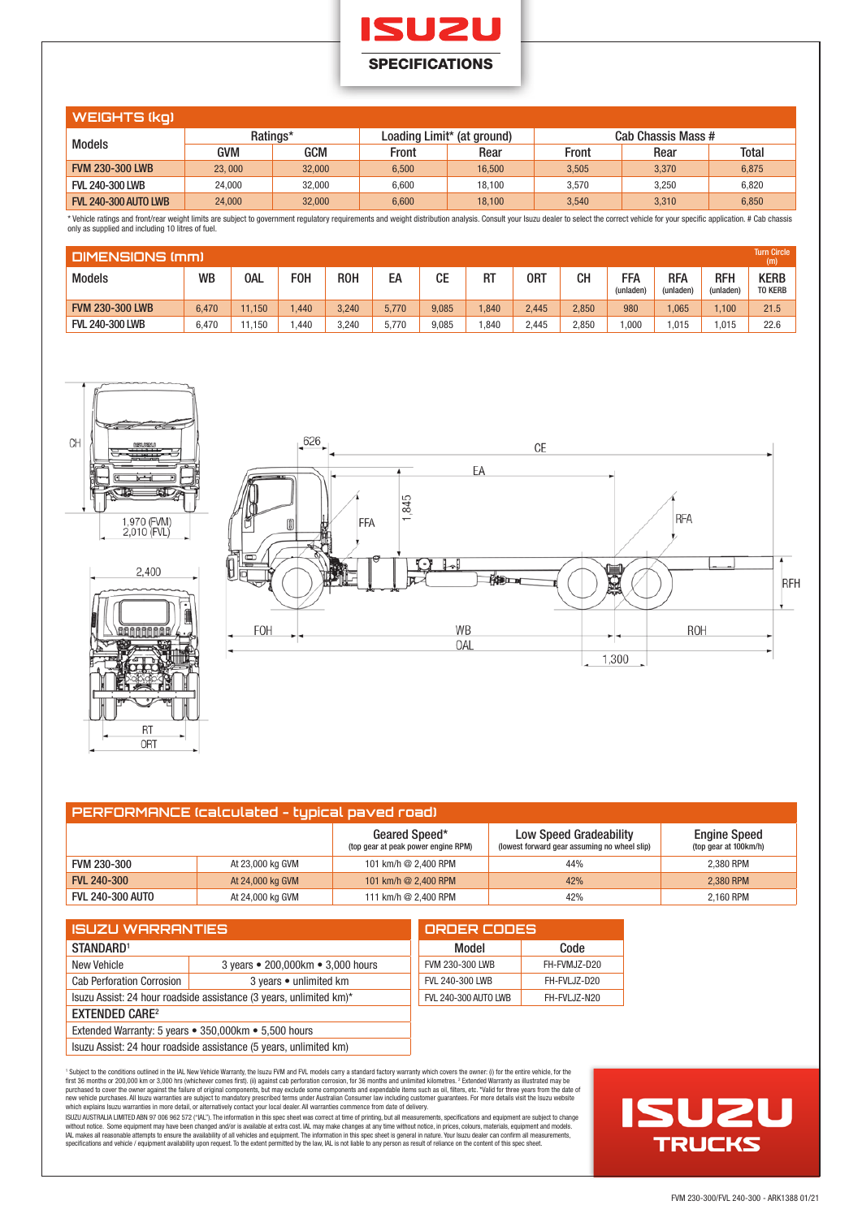# ISUZU SPECIFICATIONS

## WEIGHTS (kg)

| Models | Ratings* | | Loading Limit* (at ground) | | Cab Chassis Mass # | | |
|---|---|---|---|---|---|---|---|
| | GVM | GCM | Front | Rear | Front | Rear | Total |
| FVM 230-300 LWB | 23, 000 | 32,000 | 6,500 | 16,500 | 3,505 | 3,370 | 6,875 |
| FVL 240-300 LWB | 24,000 | 32,000 | 6,600 | 18,100 | 3,570 | 3,250 | 6,820 |
| FVL 240-300 AUTO LWB | 24,000 | 32,000 | 6,600 | 18,100 | 3,540 | 3,310 | 6,850 |

* Vehicle ratings and front/rear weight limits are subject to government regulatory requirements and weight distribution analysis. Consult your Isuzu dealer to select the correct vehicle for your specific application. # Cab chassis only as supplied and including 10 litres of fuel.

## DIMENSIONS (mm)

| Models | WB | OAL | FOH | ROH | EA | CE | RT | ORT | CH | FFA (unladen) | RFA (unladen) | RFH (unladen) | Turn Circle (m) KERB TO KERB |
|---|---|---|---|---|---|---|---|---|---|---|---|---|---|
| FVM 230-300 LWB | 6,470 | 11,150 | 1,440 | 3,240 | 5,770 | 9,085 | 1,840 | 2,445 | 2,850 | 980 | 1,065 | 1,100 | 21.5 |
| FVL 240-300 LWB | 6,470 | 11,150 | 1,440 | 3,240 | 5,770 | 9,085 | 1,840 | 2,445 | 2,850 | 1,000 | 1,015 | 1,015 | 22.6 |

CH
1,970 (FVM)
2,010 (FVL)
2,400
RT
ORT
626
CE
EA
1,845
FFA
RFA
RFH
FOH
WB
OAL
ROH
1,300

## PERFORMANCE (calculated - typical paved road)

| | | Geared Speed* (top gear at peak power engine RPM) | Low Speed Gradeability (lowest forward gear assuming no wheel slip) | Engine Speed (top gear at 100km/h) |
|---|---|---|---|---|
| FVM 230-300 | At 23,000 kg GVM | 101 km/h @ 2,400 RPM | 44% | 2,380 RPM |
| FVL 240-300 | At 24,000 kg GVM | 101 km/h @ 2,400 RPM | 42% | 2,380 RPM |
| FVL 240-300 AUTO | At 24,000 kg GVM | 111 km/h @ 2,400 RPM | 42% | 2,160 RPM |

## ISUZU WARRANTIES

| STANDARD[1] | |
|---|---|
| New Vehicle | 3 years • 200,000km • 3,000 hours |
| Cab Perforation Corrosion | 3 years • unlimited km |
| Isuzu Assist: 24 hour roadside assistance (3 years, unlimited km)* | |
| **EXTENDED CARE[2]** | |
| Extended Warranty: 5 years • 350,000km • 5,500 hours | |
| Isuzu Assist: 24 hour roadside assistance (5 years, unlimited km) | |

## ORDER CODES

| Model | Code |
|---|---|
| FVM 230-300 LWB | FH-FVMJZ-D20 |
| FVL 240-300 LWB | FH-FVLJZ-D20 |
| FVL 240-300 AUTO LWB | FH-FVLJZ-N20 |

[1] Subject to the conditions outlined in the IAL New Vehicle Warranty, the Isuzu FVM and FVL models carry a standard factory warranty which covers the owner: (i) for the entire vehicle, for the first 36 months or 200,000 km or 3,000 hrs (whichever comes first). (ii) against cab perforation corrosion, for 36 months and unlimited kilometres. [2] Extended Warranty as illustrated may be purchased to cover the owner against the failure of original components, but may exclude some components and expendable items such as oil, filters, etc. *Valid for three years from the date of new vehicle purchases. All Isuzu warranties are subject to mandatory prescribed terms under Australian Consumer law including customer guarantees. For more details visit the Isuzu website which explains Isuzu warranties in more detail, or alternatively contact your local dealer. All warranties commence from date of delivery.

ISUZU AUSTRALIA LIMITED ABN 97 006 962 572 ("IAL"). The information in this spec sheet was correct at time of printing, but all measurements, specifications and equipment are subject to change without notice. Some equipment may have been changed and/or is available at extra cost. IAL may make changes at any time without notice, in prices, colours, materials, equipment and models. IAL makes all reasonable attempts to ensure the availability of all vehicles and equipment. The information in this spec sheet is general in nature. Your Isuzu dealer can confirm all measurements, specifications and vehicle / equipment availability upon request. To the extent permitted by the law, IAL is not liable to any person as result of reliance on the content of this spec sheet.

ISUZU TRUCKS

FVM 230-300/FVL 240-300 - ARK1388 01/21